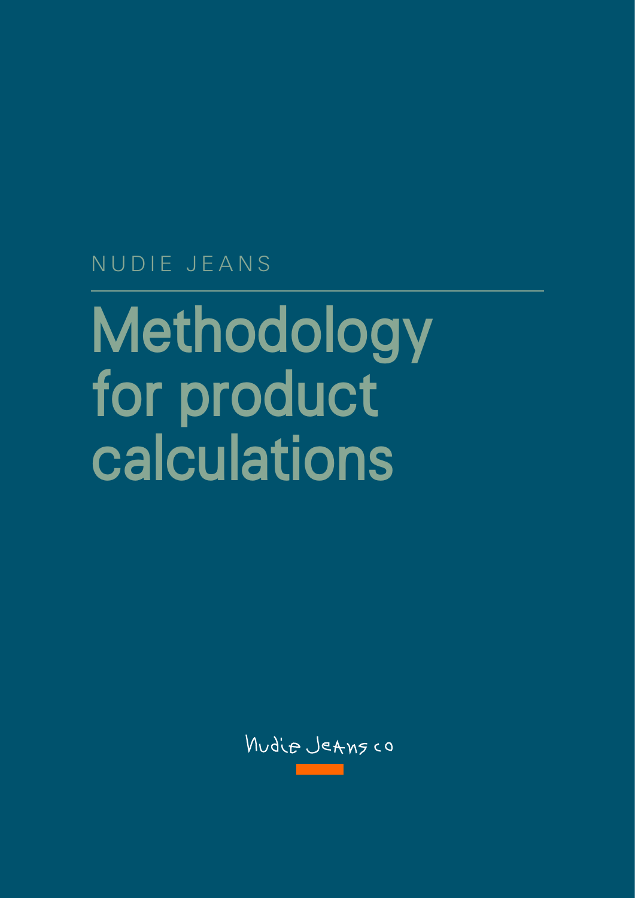NUDIE JEANS

# Methodology for product calculations

Nudie Jeans co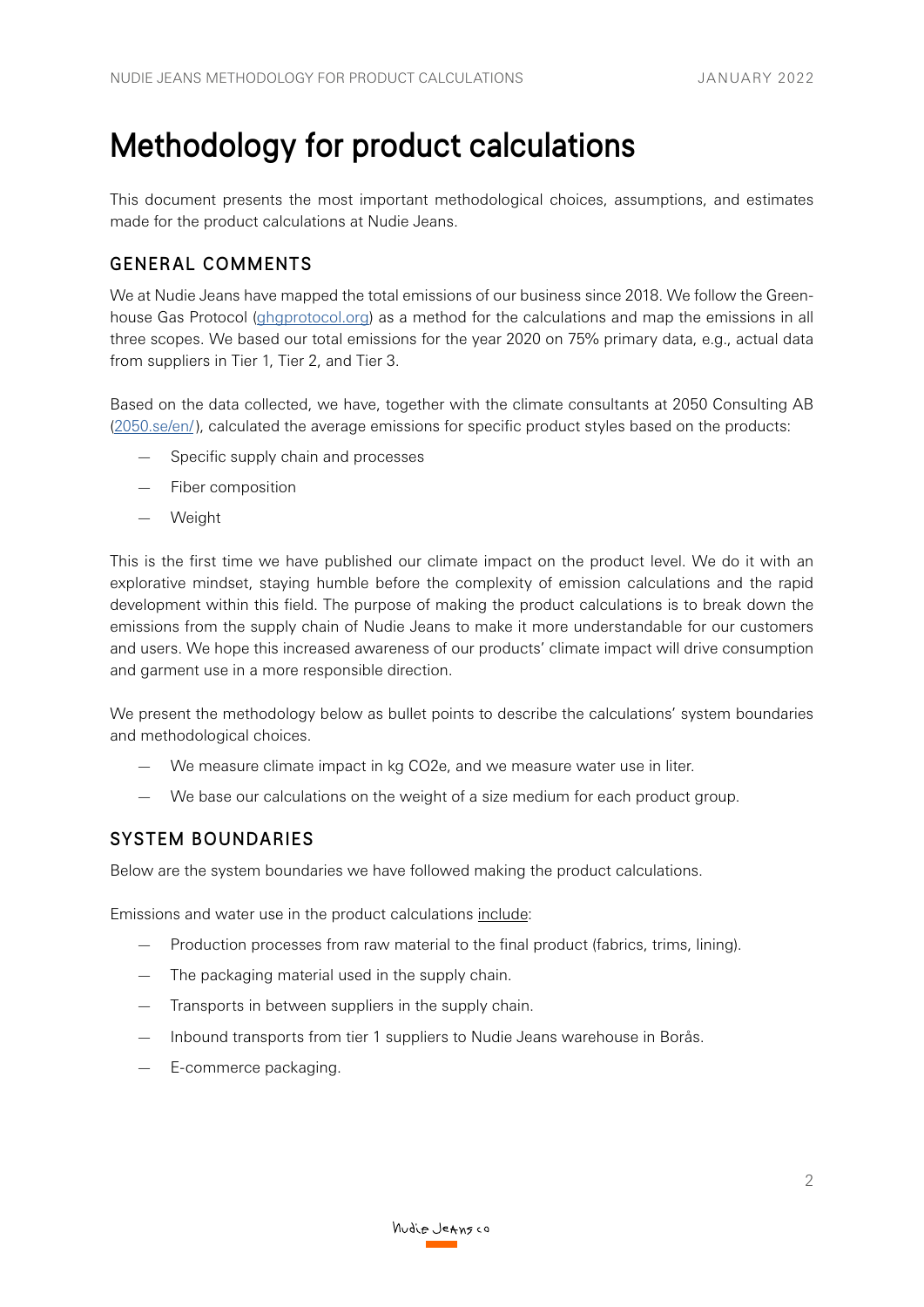# Methodology for product calculations

This document presents the most important methodological choices, assumptions, and estimates made for the product calculations at Nudie Jeans.

## GENERAL COMMENTS

We at Nudie Jeans have mapped the total emissions of our business since 2018. We follow the Greenhouse Gas Protocol (ghgprotocol.org) as a method for the calculations and map the emissions in all three scopes. We based our total emissions for the year 2020 on 75% primary data, e.g., actual data from suppliers in Tier 1, Tier 2, and Tier 3.

Based on the data collected, we have, together with the climate consultants at 2050 Consulting AB (2050.se/en/), calculated the average emissions for specific product styles based on the products:

- Specific supply chain and processes
- Fiber composition
- Weight

This is the first time we have published our climate impact on the product level. We do it with an explorative mindset, staying humble before the complexity of emission calculations and the rapid development within this field. The purpose of making the product calculations is to break down the emissions from the supply chain of Nudie Jeans to make it more understandable for our customers and users. We hope this increased awareness of our products' climate impact will drive consumption and garment use in a more responsible direction.

We present the methodology below as bullet points to describe the calculations' system boundaries and methodological choices.

- We measure climate impact in kg $CO_2e$, and we measure water use in liter.
- We base our calculations on the weight of a size medium for each product group.

## SYSTEM BOUNDARIES

Below are the system boundaries we have followed making the product calculations.

Emissions and water use in the product calculations include:

- Production processes from raw material to the final product (fabrics, trims, lining).
- The packaging material used in the supply chain.
- Transports in between suppliers in the supply chain.
- Inbound transports from tier 1 suppliers to Nudie Jeans warehouse in Borås.
- E-commerce packaging.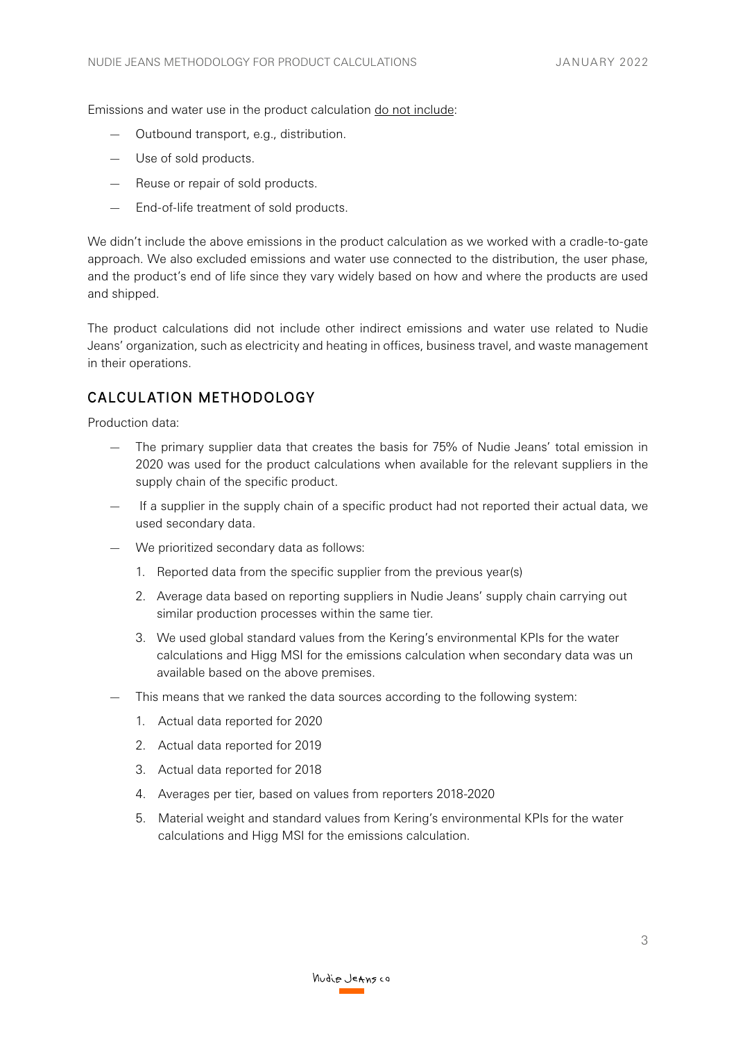Emissions and water use in the product calculation do not include:

- Outbound transport, e.g., distribution.
- Use of sold products.
- Reuse or repair of sold products.
- End-of-life treatment of sold products.

We didn't include the above emissions in the product calculation as we worked with a cradle-to-gate approach. We also excluded emissions and water use connected to the distribution, the user phase, and the product's end of life since they vary widely based on how and where the products are used and shipped.

The product calculations did not include other indirect emissions and water use related to Nudie Jeans' organization, such as electricity and heating in offices, business travel, and waste management in their operations.

## CALCULATION METHODOLOGY

Production data:

- The primary supplier data that creates the basis for 75% of Nudie Jeans' total emission in 2020 was used for the product calculations when available for the relevant suppliers in the supply chain of the specific product.
- If a supplier in the supply chain of a specific product had not reported their actual data, we used secondary data.
- We prioritized secondary data as follows:
  1. Reported data from the specific supplier from the previous year(s)
  2. Average data based on reporting suppliers in Nudie Jeans' supply chain carrying out similar production processes within the same tier.
  3. We used global standard values from the Kering's environmental KPIs for the water calculations and Higg MSI for the emissions calculation when secondary data was un available based on the above premises.
- This means that we ranked the data sources according to the following system:
  1. Actual data reported for 2020
  2. Actual data reported for 2019
  3. Actual data reported for 2018
  4. Averages per tier, based on values from reporters 2018-2020
  5. Material weight and standard values from Kering's environmental KPIs for the water calculations and Higg MSI for the emissions calculation.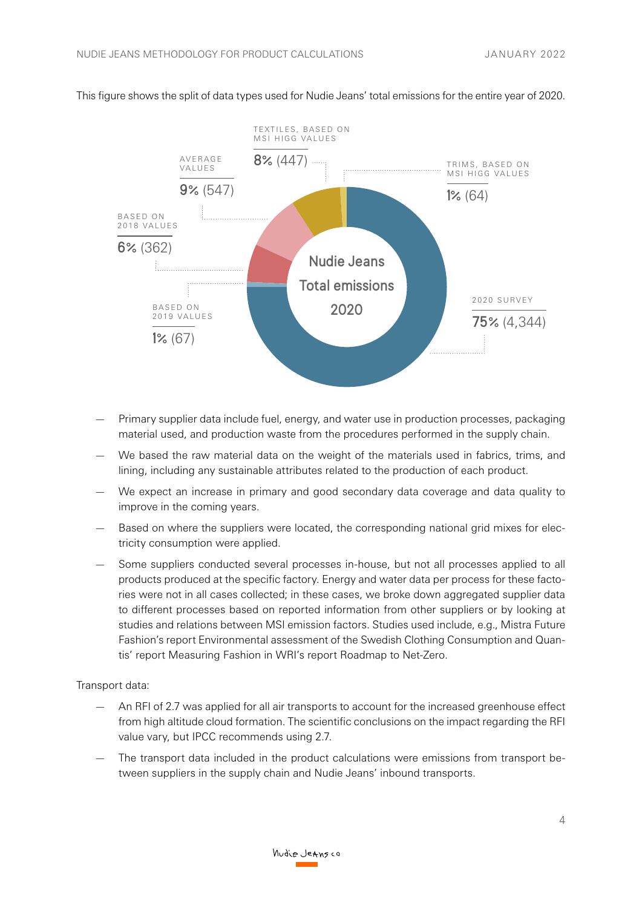This figure shows the split of data types used for Nudie Jeans' total emissions for the entire year of 2020.

**Nudie Jeans Total emissions 2020**

| Data type | Share | Emissions |
|---|---|---|
| 2020 survey | 75% | (4,344) |
| Textiles, based on MSI Higg values | 8% | (447) |
| Trims, based on MSI Higg values | 1% | (64) |
| Average values | 9% | (547) |
| Based on 2018 values | 6% | (362) |
| Based on 2019 values | 1% | (67) |

- Primary supplier data include fuel, energy, and water use in production processes, packaging material used, and production waste from the procedures performed in the supply chain.
- We based the raw material data on the weight of the materials used in fabrics, trims, and lining, including any sustainable attributes related to the production of each product.
- We expect an increase in primary and good secondary data coverage and data quality to improve in the coming years.
- Based on where the suppliers were located, the corresponding national grid mixes for electricity consumption were applied.
- Some suppliers conducted several processes in-house, but not all processes applied to all products produced at the specific factory. Energy and water data per process for these factories were not in all cases collected; in these cases, we broke down aggregated supplier data to different processes based on reported information from other suppliers or by looking at studies and relations between MSI emission factors. Studies used include, e.g., Mistra Future Fashion's report Environmental assessment of the Swedish Clothing Consumption and Quantis' report Measuring Fashion in WRI's report Roadmap to Net-Zero.

Transport data:

- An RFI of 2.7 was applied for all air transports to account for the increased greenhouse effect from high altitude cloud formation. The scientific conclusions on the impact regarding the RFI value vary, but IPCC recommends using 2.7.
- The transport data included in the product calculations were emissions from transport between suppliers in the supply chain and Nudie Jeans' inbound transports.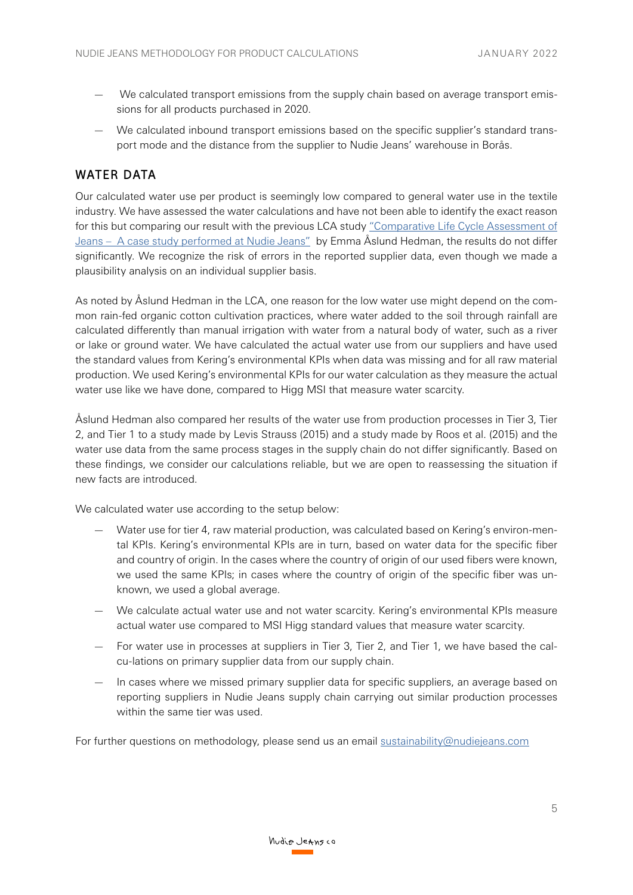- We calculated transport emissions from the supply chain based on average transport emissions for all products purchased in 2020.
- We calculated inbound transport emissions based on the specific supplier's standard transport mode and the distance from the supplier to Nudie Jeans' warehouse in Borås.

## WATER DATA

Our calculated water use per product is seemingly low compared to general water use in the textile industry. We have assessed the water calculations and have not been able to identify the exact reason for this but comparing our result with the previous LCA study "Comparative Life Cycle Assessment of Jeans – A case study performed at Nudie Jeans" by Emma Åslund Hedman, the results do not differ significantly. We recognize the risk of errors in the reported supplier data, even though we made a plausibility analysis on an individual supplier basis.

As noted by Åslund Hedman in the LCA, one reason for the low water use might depend on the common rain-fed organic cotton cultivation practices, where water added to the soil through rainfall are calculated differently than manual irrigation with water from a natural body of water, such as a river or lake or ground water. We have calculated the actual water use from our suppliers and have used the standard values from Kering's environmental KPIs when data was missing and for all raw material production. We used Kering's environmental KPIs for our water calculation as they measure the actual water use like we have done, compared to Higg MSI that measure water scarcity.

Åslund Hedman also compared her results of the water use from production processes in Tier 3, Tier 2, and Tier 1 to a study made by Levis Strauss (2015) and a study made by Roos et al. (2015) and the water use data from the same process stages in the supply chain do not differ significantly. Based on these findings, we consider our calculations reliable, but we are open to reassessing the situation if new facts are introduced.

We calculated water use according to the setup below:

- Water use for tier 4, raw material production, was calculated based on Kering's environ-mental KPIs. Kering's environmental KPIs are in turn, based on water data for the specific fiber and country of origin. In the cases where the country of origin of our used fibers were known, we used the same KPIs; in cases where the country of origin of the specific fiber was unknown, we used a global average.
- We calculate actual water use and not water scarcity. Kering's environmental KPIs measure actual water use compared to MSI Higg standard values that measure water scarcity.
- For water use in processes at suppliers in Tier 3, Tier 2, and Tier 1, we have based the cal-cu-lations on primary supplier data from our supply chain.
- In cases where we missed primary supplier data for specific suppliers, an average based on reporting suppliers in Nudie Jeans supply chain carrying out similar production processes within the same tier was used.

For further questions on methodology, please send us an email sustainability@nudiejeans.com